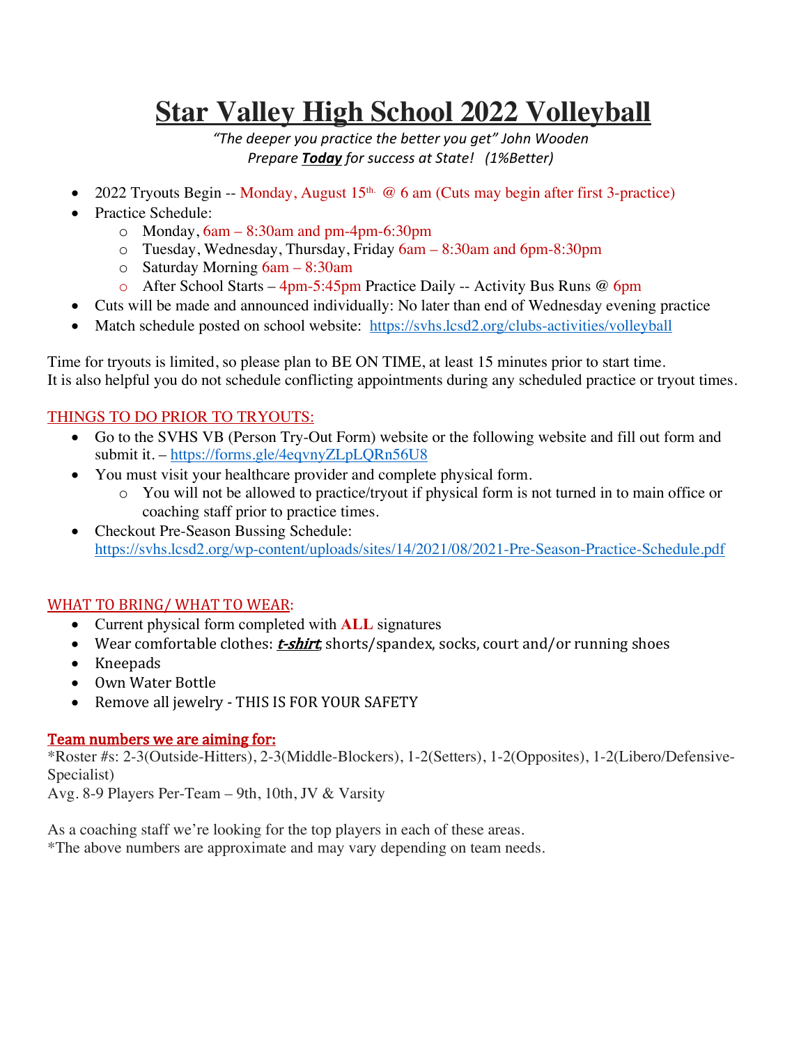# Star Valley High School 2022 Volleyball

*"The deeper you practice the better you get" John Wooden*
*Prepare **Today** for success at State! (1%Better)*

- 2022 Tryouts Begin -- Monday, August 15th. @ 6 am (Cuts may begin after first 3-practice)
- Practice Schedule:
  - Monday, 6am – 8:30am and pm-4pm-6:30pm
  - Tuesday, Wednesday, Thursday, Friday 6am – 8:30am and 6pm-8:30pm
  - Saturday Morning 6am – 8:30am
  - After School Starts – 4pm-5:45pm Practice Daily -- Activity Bus Runs @ 6pm
- Cuts will be made and announced individually: No later than end of Wednesday evening practice
- Match schedule posted on school website: https://svhs.lcsd2.org/clubs-activities/volleyball

Time for tryouts is limited, so please plan to BE ON TIME, at least 15 minutes prior to start time.
It is also helpful you do not schedule conflicting appointments during any scheduled practice or tryout times.

## THINGS TO DO PRIOR TO TRYOUTS:

- Go to the SVHS VB (Person Try-Out Form) website or the following website and fill out form and submit it. – https://forms.gle/4eqvnyZLpLQRn56U8
- You must visit your healthcare provider and complete physical form.
  - You will not be allowed to practice/tryout if physical form is not turned in to main office or coaching staff prior to practice times.
- Checkout Pre-Season Bussing Schedule: https://svhs.lcsd2.org/wp-content/uploads/sites/14/2021/08/2021-Pre-Season-Practice-Schedule.pdf

## WHAT TO BRING/ WHAT TO WEAR:

- Current physical form completed with **ALL** signatures
- Wear comfortable clothes: ***t-shirt***, shorts/spandex, socks, court and/or running shoes
- Kneepads
- Own Water Bottle
- Remove all jewelry - THIS IS FOR YOUR SAFETY

## Team numbers we are aiming for:

*Roster #s: 2-3(Outside-Hitters), 2-3(Middle-Blockers), 1-2(Setters), 1-2(Opposites), 1-2(Libero/Defensive-Specialist)
Avg. 8-9 Players Per-Team – 9th, 10th, JV & Varsity

As a coaching staff we're looking for the top players in each of these areas.
*The above numbers are approximate and may vary depending on team needs.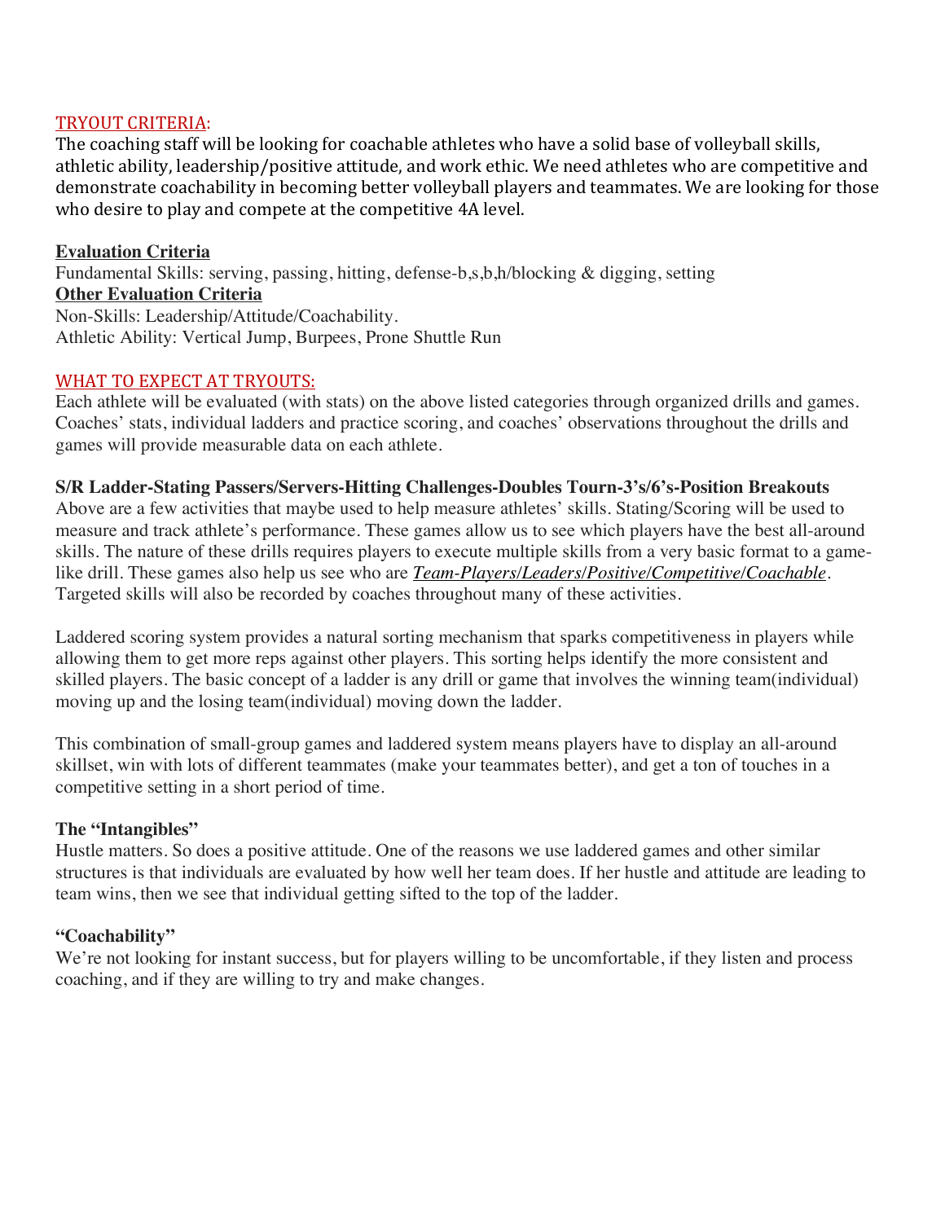## TRYOUT CRITERIA:

The coaching staff will be looking for coachable athletes who have a solid base of volleyball skills, athletic ability, leadership/positive attitude, and work ethic. We need athletes who are competitive and demonstrate coachability in becoming better volleyball players and teammates. We are looking for those who desire to play and compete at the competitive 4A level.

**Evaluation Criteria**

Fundamental Skills: serving, passing, hitting, defense-b,s,b,h/blocking & digging, setting

**Other Evaluation Criteria**

Non-Skills: Leadership/Attitude/Coachability.

Athletic Ability: Vertical Jump, Burpees, Prone Shuttle Run

## WHAT TO EXPECT AT TRYOUTS:

Each athlete will be evaluated (with stats) on the above listed categories through organized drills and games. Coaches' stats, individual ladders and practice scoring, and coaches' observations throughout the drills and games will provide measurable data on each athlete.

**S/R Ladder-Stating Passers/Servers-Hitting Challenges-Doubles Tourn-3's/6's-Position Breakouts**

Above are a few activities that maybe used to help measure athletes' skills. Stating/Scoring will be used to measure and track athlete's performance. These games allow us to see which players have the best all-around skills. The nature of these drills requires players to execute multiple skills from a very basic format to a game-like drill. These games also help us see who are ***Team-Players/Leaders/Positive/Competitive/Coachable***. Targeted skills will also be recorded by coaches throughout many of these activities.

Laddered scoring system provides a natural sorting mechanism that sparks competitiveness in players while allowing them to get more reps against other players. This sorting helps identify the more consistent and skilled players. The basic concept of a ladder is any drill or game that involves the winning team(individual) moving up and the losing team(individual) moving down the ladder.

This combination of small-group games and laddered system means players have to display an all-around skillset, win with lots of different teammates (make your teammates better), and get a ton of touches in a competitive setting in a short period of time.

**The "Intangibles"**

Hustle matters. So does a positive attitude. One of the reasons we use laddered games and other similar structures is that individuals are evaluated by how well her team does. If her hustle and attitude are leading to team wins, then we see that individual getting sifted to the top of the ladder.

**"Coachability"**

We're not looking for instant success, but for players willing to be uncomfortable, if they listen and process coaching, and if they are willing to try and make changes.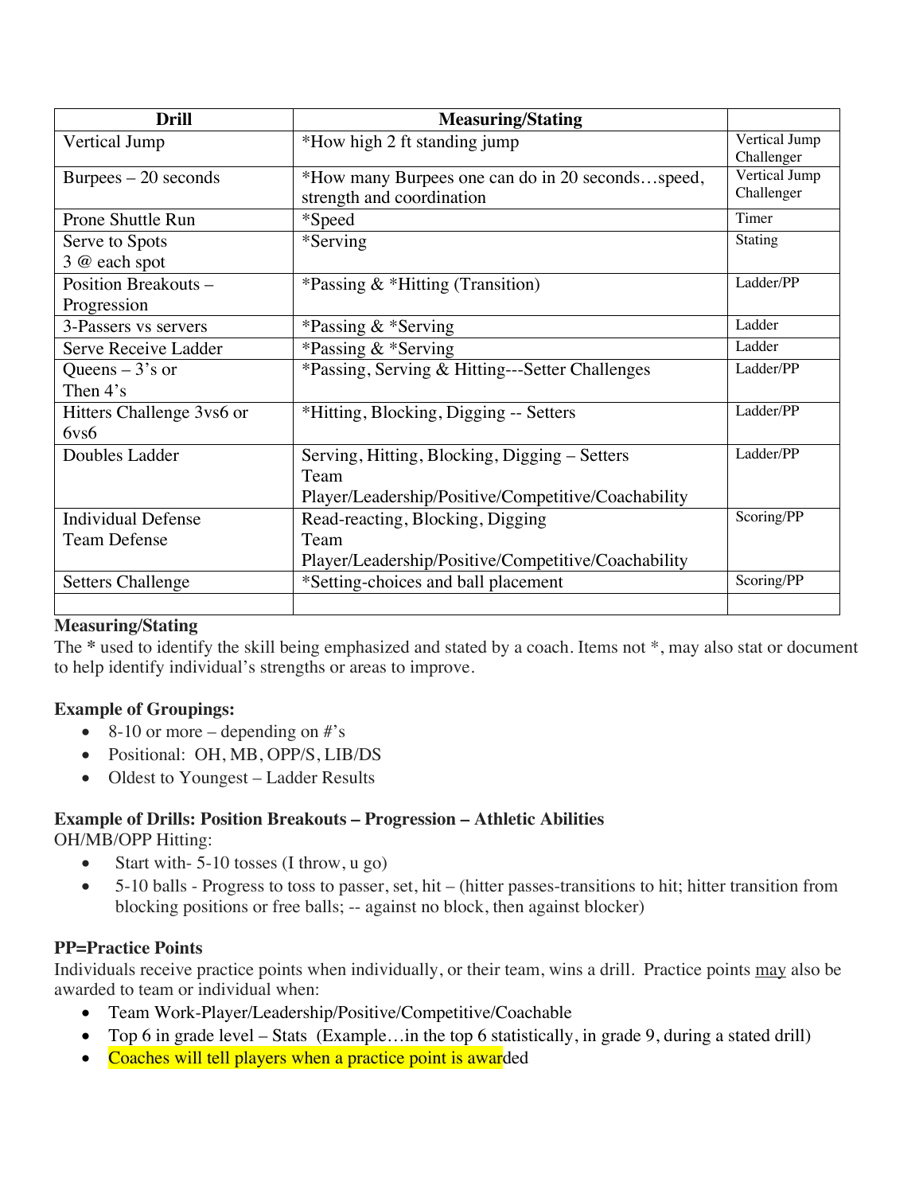| Drill | Measuring/Stating | |
|---|---|---|
| Vertical Jump | *How high 2 ft standing jump | Vertical Jump Challenger |
| Burpees – 20 seconds | *How many Burpees one can do in 20 seconds…speed, strength and coordination | Vertical Jump Challenger |
| Prone Shuttle Run | *Speed | Timer |
| Serve to Spots<br>3 @ each spot | *Serving | Stating |
| Position Breakouts – Progression | *Passing & *Hitting (Transition) | Ladder/PP |
| 3-Passers vs servers | *Passing & *Serving | Ladder |
| Serve Receive Ladder | *Passing & *Serving | Ladder |
| Queens – 3's or<br>Then 4's | *Passing, Serving & Hitting---Setter Challenges | Ladder/PP |
| Hitters Challenge 3vs6 or 6vs6 | *Hitting, Blocking, Digging -- Setters | Ladder/PP |
| Doubles Ladder | Serving, Hitting, Blocking, Digging – Setters<br>Team Player/Leadership/Positive/Competitive/Coachability | Ladder/PP |
| Individual Defense<br>Team Defense | Read-reacting, Blocking, Digging<br>Team Player/Leadership/Positive/Competitive/Coachability | Scoring/PP |
| Setters Challenge | *Setting-choices and ball placement | Scoring/PP |
| | | |

**Measuring/Stating**

The * used to identify the skill being emphasized and stated by a coach. Items not *, may also stat or document to help identify individual's strengths or areas to improve.

**Example of Groupings:**

- 8-10 or more – depending on #'s
- Positional: OH, MB, OPP/S, LIB/DS
- Oldest to Youngest – Ladder Results

**Example of Drills: Position Breakouts – Progression – Athletic Abilities**

OH/MB/OPP Hitting:

- Start with- 5-10 tosses (I throw, u go)
- 5-10 balls - Progress to toss to passer, set, hit – (hitter passes-transitions to hit; hitter transition from blocking positions or free balls; -- against no block, then against blocker)

**PP=Practice Points**

Individuals receive practice points when individually, or their team, wins a drill. Practice points may also be awarded to team or individual when:

- Team Work-Player/Leadership/Positive/Competitive/Coachable
- Top 6 in grade level – Stats (Example…in the top 6 statistically, in grade 9, during a stated drill)
- Coaches will tell players when a practice point is awarded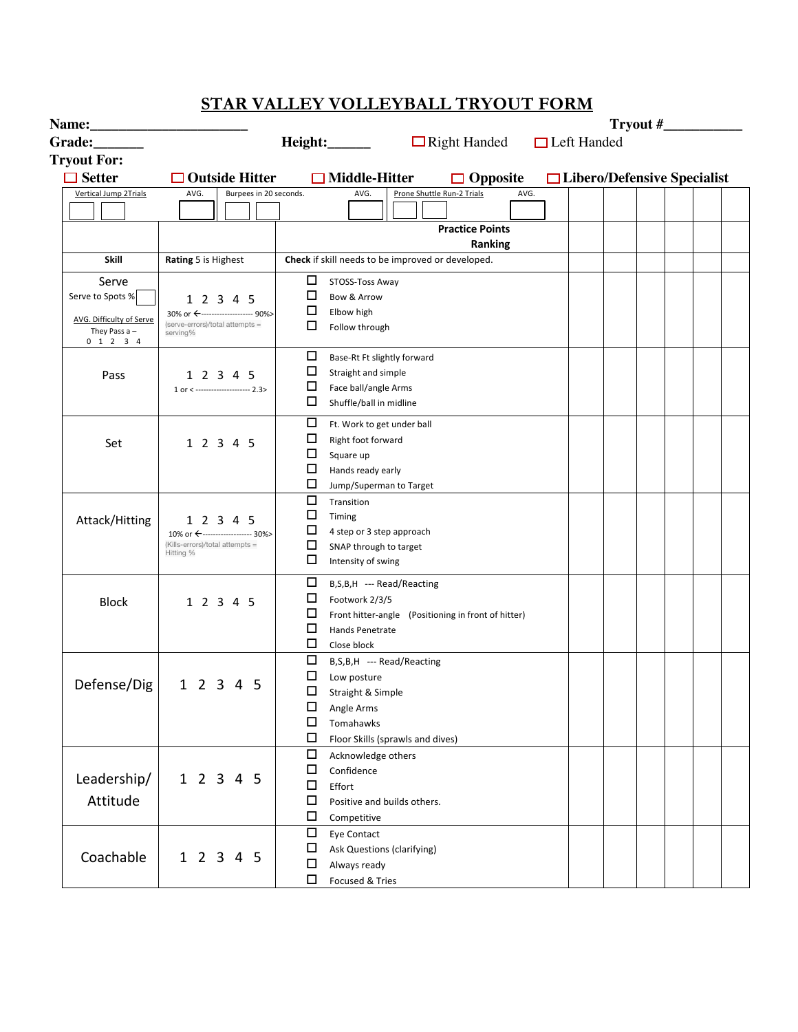# STAR VALLEY VOLLEYBALL TRYOUT FORM

**Name:**______________________ **Tryout #**__________

**Grade:**_______ **Height:**______ ☐ Right Handed ☐ Left Handed

**Tryout For:**

☐ **Setter** ☐ **Outside Hitter** ☐ **Middle-Hitter** ☐ **Opposite** ☐ **Libero/Defensive Specialist**

| | | | | | | | | |
|---|---|---|---|---|---|---|---|---|
| Vertical Jump 2Trials | AVG. | Burpees in 20 seconds. AVG. | Prone Shuttle Run-2 Trials AVG. | | | | | |
| | | **Practice Points Ranking** | | | | | | |
| **Skill** | **Rating** 5 is Highest | **Check** if skill needs to be improved or developed. | | | | | | |
| Serve<br>Serve to Spots %<br>AVG. Difficulty of Serve<br>They Pass a – 0 1 2 3 4 | 1 2 3 4 5<br>30% or ←------------------ 90%><br>(serve-errors)/total attempts = serving% | ☐ STOSS-Toss Away<br>☐ Bow & Arrow<br>☐ Elbow high<br>☐ Follow through | | | | | | |
| Pass | 1 2 3 4 5<br>1 or < -------------------- 2.3> | ☐ Base-Rt Ft slightly forward<br>☐ Straight and simple<br>☐ Face ball/angle Arms<br>☐ Shuffle/ball in midline | | | | | | |
| Set | 1 2 3 4 5 | ☐ Ft. Work to get under ball<br>☐ Right foot forward<br>☐ Square up<br>☐ Hands ready early<br>☐ Jump/Superman to Target | | | | | | |
| Attack/Hitting | 1 2 3 4 5<br>10% or ←------------------ 30%><br>(Kills-errors)/total attempts = Hitting % | ☐ Transition<br>☐ Timing<br>☐ 4 step or 3 step approach<br>☐ SNAP through to target<br>☐ Intensity of swing | | | | | | |
| Block | 1 2 3 4 5 | ☐ B,S,B,H --- Read/Reacting<br>☐ Footwork 2/3/5<br>☐ Front hitter-angle (Positioning in front of hitter)<br>☐ Hands Penetrate<br>☐ Close block | | | | | | |
| Defense/Dig | 1 2 3 4 5 | ☐ B,S,B,H --- Read/Reacting<br>☐ Low posture<br>☐ Straight & Simple<br>☐ Angle Arms<br>☐ Tomahawks<br>☐ Floor Skills (sprawls and dives) | | | | | | |
| Leadership/ Attitude | 1 2 3 4 5 | ☐ Acknowledge others<br>☐ Confidence<br>☐ Effort<br>☐ Positive and builds others.<br>☐ Competitive | | | | | | |
| Coachable | 1 2 3 4 5 | ☐ Eye Contact<br>☐ Ask Questions (clarifying)<br>☐ Always ready<br>☐ Focused & Tries | | | | | | |